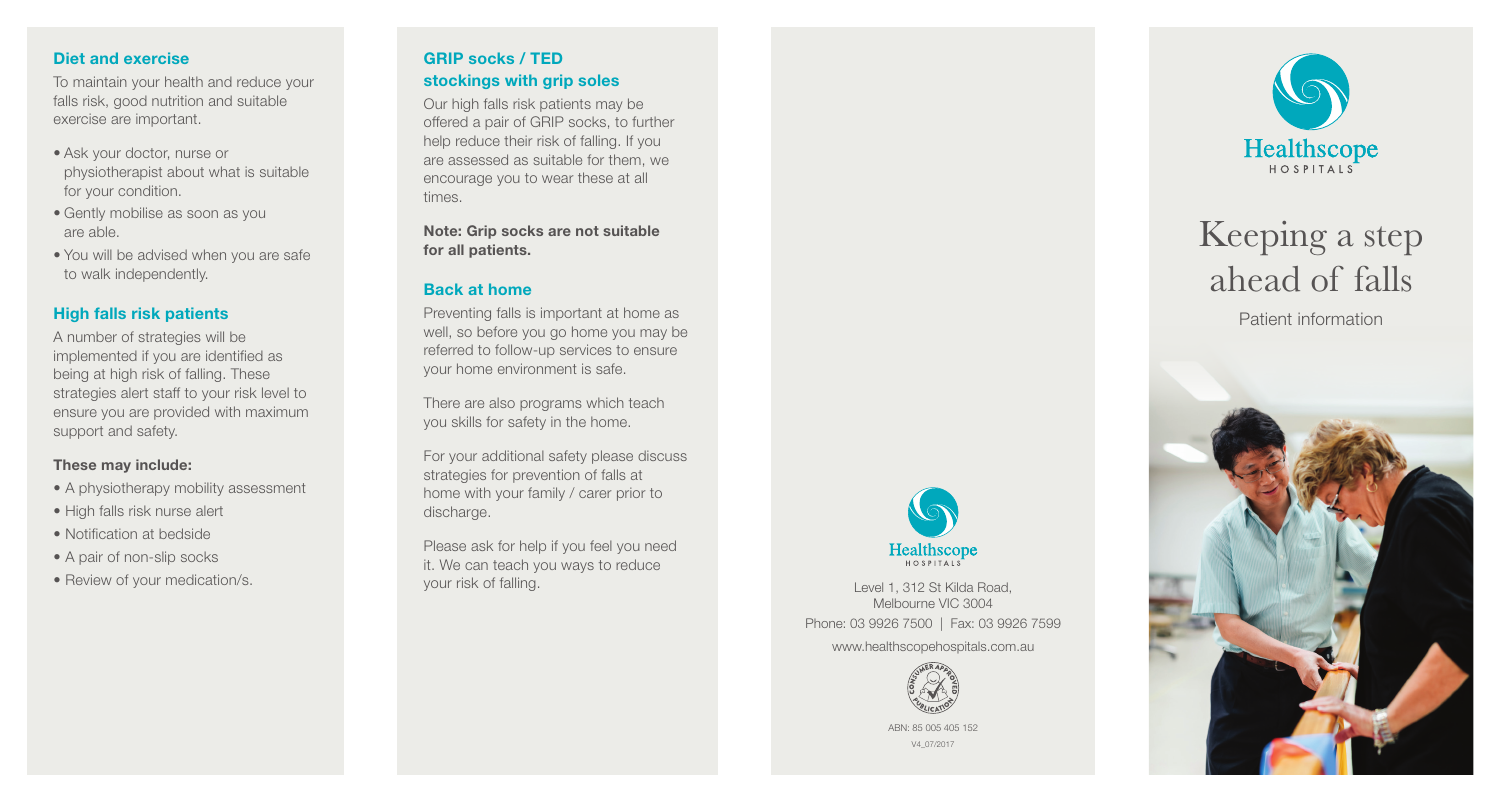## Diet and exercise

To maintain your health and reduce your falls risk, good nutrition and suitable exercise are important.

- Ask your doctor, nurse or physiotherapist about what is suitable for your condition.
- Gently mobilise as soon as you are able.
- You will be advised when you are safe to walk independently.

## High falls risk patients

A number of strategies will be implemented if you are identified as being at high risk of falling. These strategies alert staff to your risk level to ensure you are provided with maximum support and safety.

**These may include:**

- A physiotherapy mobility assessment
- High falls risk nurse alert
- Notification at bedside
- A pair of non-slip socks
- Review of your medication/s.

## GRIP socks / TED stockings with grip soles

Our high falls risk patients may be offered a pair of GRIP socks, to further help reduce their risk of falling. If you are assessed as suitable for them, we encourage you to wear these at all times.

**Note: Grip socks are not suitable for all patients.**

## Back at home

Preventing falls is important at home as well, so before you go home you may be referred to follow-up services to ensure your home environment is safe.

There are also programs which teach you skills for safety in the home.

For your additional safety please discuss strategies for prevention of falls at home with your family / carer prior to discharge.

Please ask for help if you feel you need it. We can teach you ways to reduce your risk of falling.

Healthscope HOSPITALS

Level 1, 312 St Kilda Road, Melbourne VIC 3004

Phone: 03 9926 7500 | Fax: 03 9926 7599

www.healthscopehospitals.com.au

CONSUMER APPROVED PUBLICATION

ABN: 85 005 405 152

V4_07/2017

Healthscope HOSPITALS

# Keeping a step ahead of falls

Patient information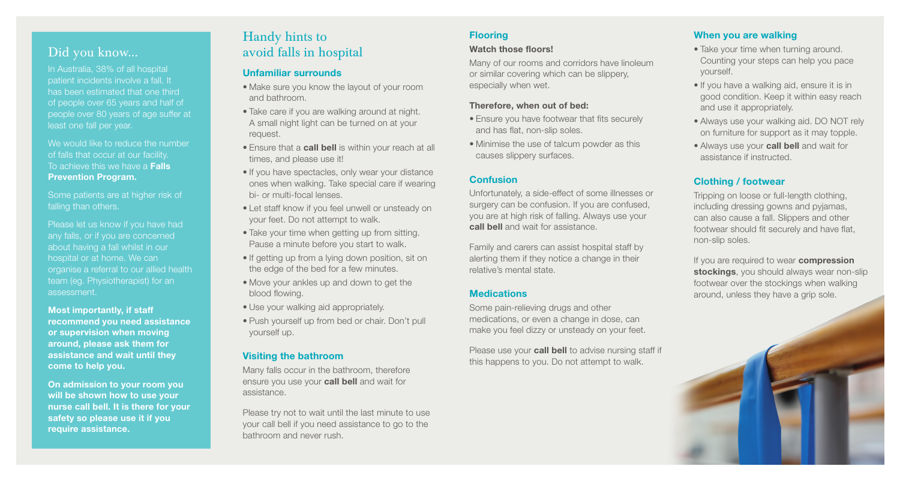## Did you know...

In Australia, 38% of all hospital patient incidents involve a fall. It has been estimated that one third of people over 65 years and half of people over 80 years of age suffer at least one fall per year.

We would like to reduce the number of falls that occur at our facility. To achieve this we have a **Falls Prevention Program.**

Some patients are at higher risk of falling than others.

Please let us know if you have had any falls, or if you are concerned about having a fall whilst in our hospital or at home. We can organise a referral to our allied health team (eg. Physiotherapist) for an assessment.

**Most importantly, if staff recommend you need assistance or supervision when moving around, please ask them for assistance and wait until they come to help you.**

**On admission to your room you will be shown how to use your nurse call bell. It is there for your safety so please use it if you require assistance.**

## Handy hints to avoid falls in hospital

### Unfamiliar surrounds

- Make sure you know the layout of your room and bathroom.
- Take care if you are walking around at night. A small night light can be turned on at your request.
- Ensure that a **call bell** is within your reach at all times, and please use it!
- If you have spectacles, only wear your distance ones when walking. Take special care if wearing bi- or multi-focal lenses.
- Let staff know if you feel unwell or unsteady on your feet. Do not attempt to walk.
- Take your time when getting up from sitting. Pause a minute before you start to walk.
- If getting up from a lying down position, sit on the edge of the bed for a few minutes.
- Move your ankles up and down to get the blood flowing.
- Use your walking aid appropriately.
- Push yourself up from bed or chair. Don't pull yourself up.

### Visiting the bathroom

Many falls occur in the bathroom, therefore ensure you use your **call bell** and wait for assistance.

Please try not to wait until the last minute to use your call bell if you need assistance to go to the bathroom and never rush.

### Flooring

**Watch those floors!**

Many of our rooms and corridors have linoleum or similar covering which can be slippery, especially when wet.

**Therefore, when out of bed:**

- Ensure you have footwear that fits securely and has flat, non-slip soles.
- Minimise the use of talcum powder as this causes slippery surfaces.

### Confusion

Unfortunately, a side-effect of some illnesses or surgery can be confusion. If you are confused, you are at high risk of falling. Always use your **call bell** and wait for assistance.

Family and carers can assist hospital staff by alerting them if they notice a change in their relative's mental state.

### Medications

Some pain-relieving drugs and other medications, or even a change in dose, can make you feel dizzy or unsteady on your feet.

Please use your **call bell** to advise nursing staff if this happens to you. Do not attempt to walk.

### When you are walking

- Take your time when turning around. Counting your steps can help you pace yourself.
- If you have a walking aid, ensure it is in good condition. Keep it within easy reach and use it appropriately.
- Always use your walking aid. DO NOT rely on furniture for support as it may topple.
- Always use your **call bell** and wait for assistance if instructed.

### Clothing / footwear

Tripping on loose or full-length clothing, including dressing gowns and pyjamas, can also cause a fall. Slippers and other footwear should fit securely and have flat, non-slip soles.

If you are required to wear **compression stockings**, you should always wear non-slip footwear over the stockings when walking around, unless they have a grip sole.